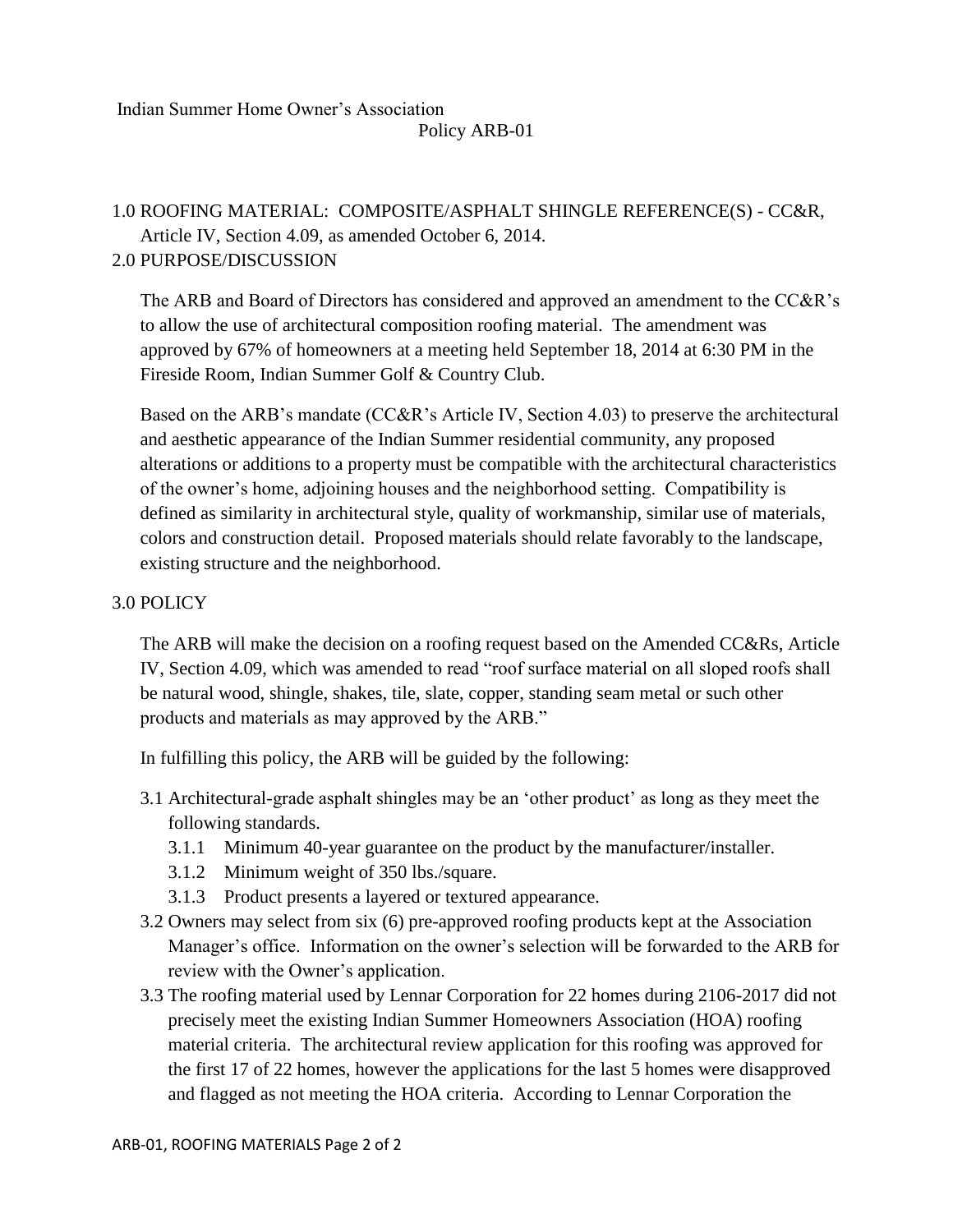Indian Summer Home Owner's Association

Policy ARB-01

1.0 ROOFING MATERIAL: COMPOSITE/ASPHALT SHINGLE REFERENCE(S) - CC&R, Article IV, Section 4.09, as amended October 6, 2014.

2.0 PURPOSE/DISCUSSION

The ARB and Board of Directors has considered and approved an amendment to the CC&R's to allow the use of architectural composition roofing material. The amendment was approved by 67% of homeowners at a meeting held September 18, 2014 at 6:30 PM in the Fireside Room, Indian Summer Golf & Country Club.

Based on the ARB's mandate (CC&R's Article IV, Section 4.03) to preserve the architectural and aesthetic appearance of the Indian Summer residential community, any proposed alterations or additions to a property must be compatible with the architectural characteristics of the owner's home, adjoining houses and the neighborhood setting. Compatibility is defined as similarity in architectural style, quality of workmanship, similar use of materials, colors and construction detail. Proposed materials should relate favorably to the landscape, existing structure and the neighborhood.

3.0 POLICY

The ARB will make the decision on a roofing request based on the Amended CC&Rs, Article IV, Section 4.09, which was amended to read "roof surface material on all sloped roofs shall be natural wood, shingle, shakes, tile, slate, copper, standing seam metal or such other products and materials as may approved by the ARB."

In fulfilling this policy, the ARB will be guided by the following:

3.1 Architectural-grade asphalt shingles may be an 'other product' as long as they meet the following standards.

  3.1.1 Minimum 40-year guarantee on the product by the manufacturer/installer.

  3.1.2 Minimum weight of 350 lbs./square.

  3.1.3 Product presents a layered or textured appearance.

3.2 Owners may select from six (6) pre-approved roofing products kept at the Association Manager's office. Information on the owner's selection will be forwarded to the ARB for review with the Owner's application.

3.3 The roofing material used by Lennar Corporation for 22 homes during 2106-2017 did not precisely meet the existing Indian Summer Homeowners Association (HOA) roofing material criteria. The architectural review application for this roofing was approved for the first 17 of 22 homes, however the applications for the last 5 homes were disapproved and flagged as not meeting the HOA criteria. According to Lennar Corporation the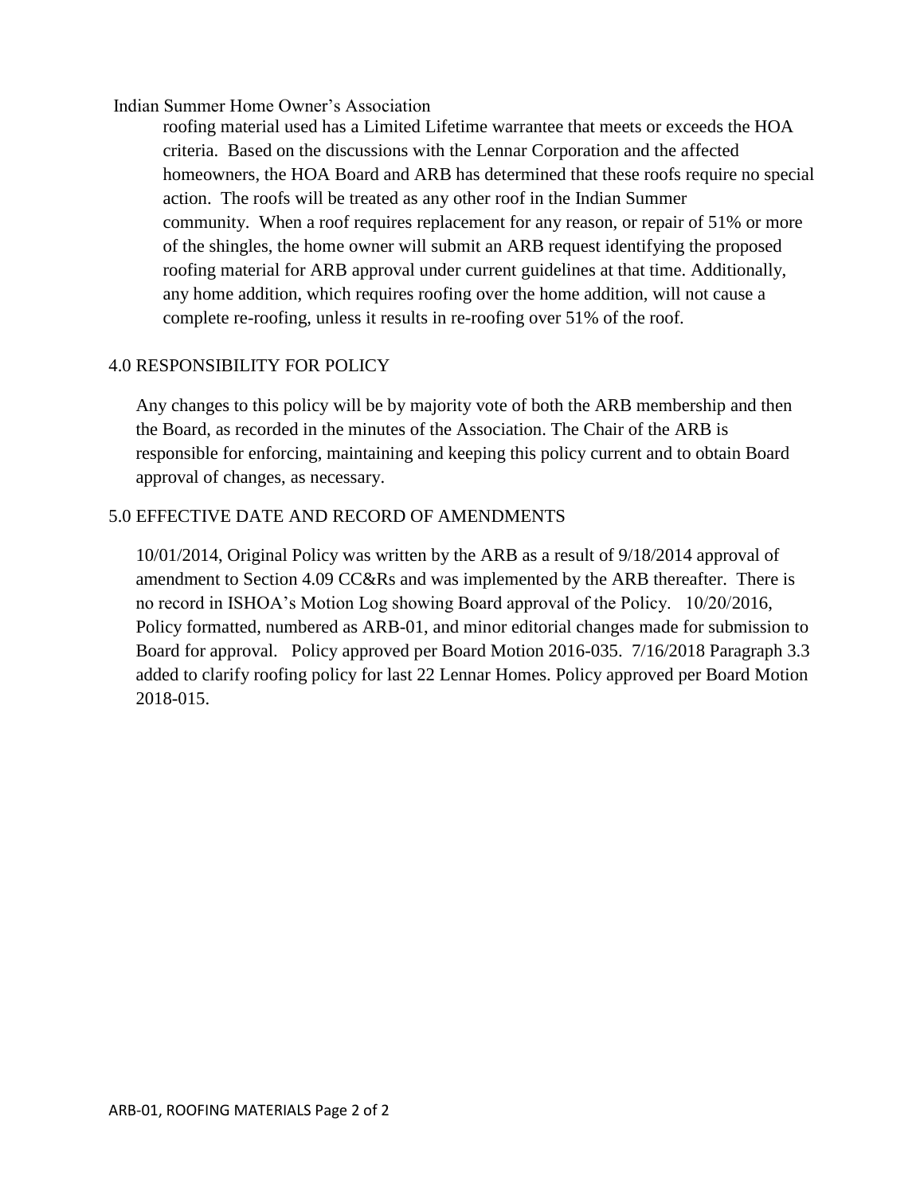roofing material used has a Limited Lifetime warrantee that meets or exceeds the HOA criteria. Based on the discussions with the Lennar Corporation and the affected homeowners, the HOA Board and ARB has determined that these roofs require no special action. The roofs will be treated as any other roof in the Indian Summer community. When a roof requires replacement for any reason, or repair of 51% or more of the shingles, the home owner will submit an ARB request identifying the proposed roofing material for ARB approval under current guidelines at that time. Additionally, any home addition, which requires roofing over the home addition, will not cause a complete re-roofing, unless it results in re-roofing over 51% of the roof.

## 4.0 RESPONSIBILITY FOR POLICY

Any changes to this policy will be by majority vote of both the ARB membership and then the Board, as recorded in the minutes of the Association. The Chair of the ARB is responsible for enforcing, maintaining and keeping this policy current and to obtain Board approval of changes, as necessary.

## 5.0 EFFECTIVE DATE AND RECORD OF AMENDMENTS

10/01/2014, Original Policy was written by the ARB as a result of 9/18/2014 approval of amendment to Section 4.09 CC&Rs and was implemented by the ARB thereafter. There is no record in ISHOA's Motion Log showing Board approval of the Policy. 10/20/2016, Policy formatted, numbered as ARB-01, and minor editorial changes made for submission to Board for approval. Policy approved per Board Motion 2016-035. 7/16/2018 Paragraph 3.3 added to clarify roofing policy for last 22 Lennar Homes. Policy approved per Board Motion 2018-015.